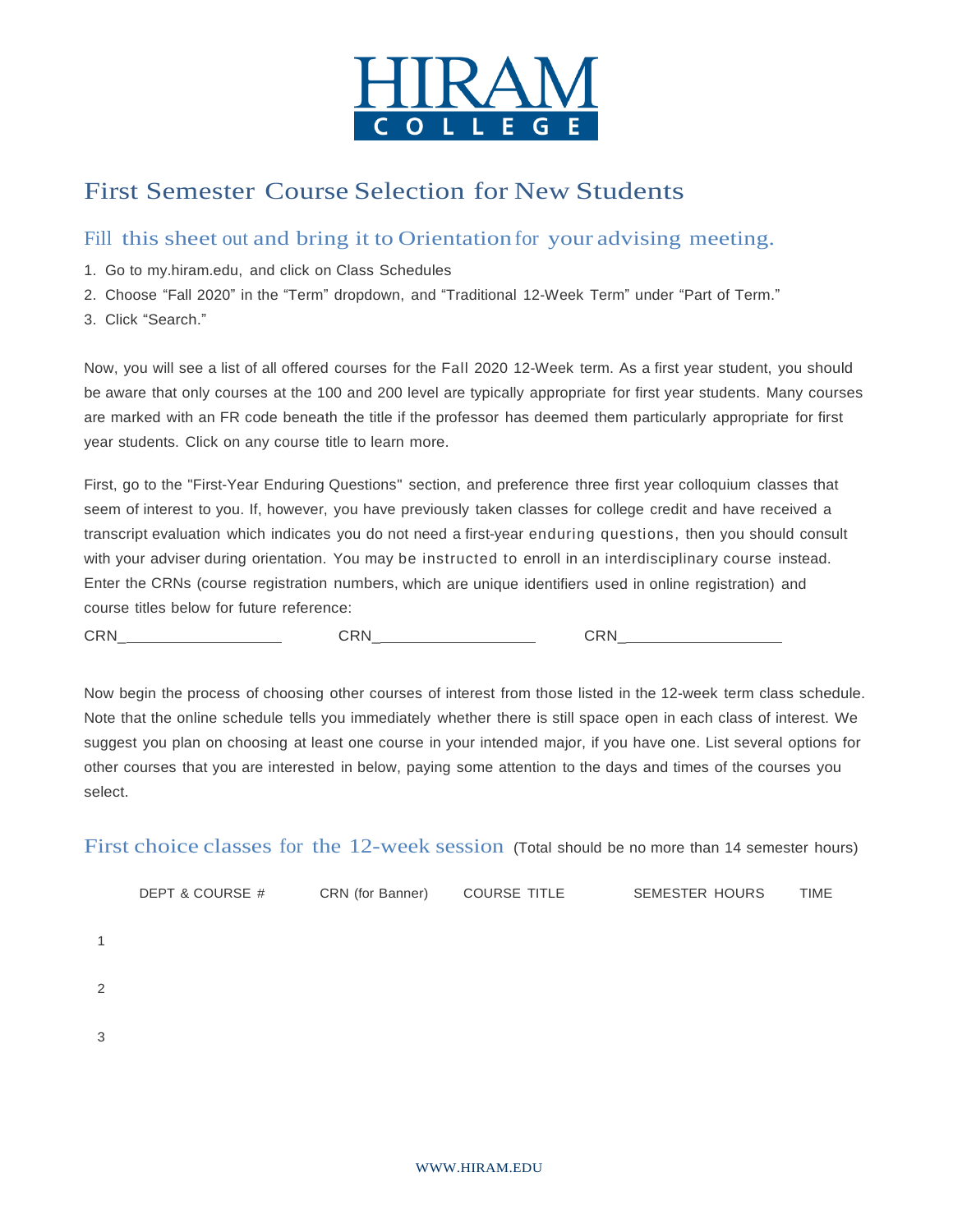# HIRAM COLLEGE

# First Semester Course Selection for New Students

## Fill this sheet out and bring it to Orientation for your advising meeting.

1. Go to my.hiram.edu, and click on Class Schedules
2. Choose "Fall 2020" in the "Term" dropdown, and "Traditional 12-Week Term" under "Part of Term."
3. Click "Search."

Now, you will see a list of all offered courses for the Fall 2020 12-Week term. As a first year student, you should be aware that only courses at the 100 and 200 level are typically appropriate for first year students. Many courses are marked with an FR code beneath the title if the professor has deemed them particularly appropriate for first year students. Click on any course title to learn more.

First, go to the "First-Year Enduring Questions" section, and preference three first year colloquium classes that seem of interest to you. If, however, you have previously taken classes for college credit and have received a transcript evaluation which indicates you do not need a first-year enduring questions, then you should consult with your adviser during orientation. You may be instructed to enroll in an interdisciplinary course instead. Enter the CRNs (course registration numbers, which are unique identifiers used in online registration) and course titles below for future reference:

CRN___________________ CRN___________________ CRN___________________

Now begin the process of choosing other courses of interest from those listed in the 12-week term class schedule. Note that the online schedule tells you immediately whether there is still space open in each class of interest. We suggest you plan on choosing at least one course in your intended major, if you have one. List several options for other courses that you are interested in below, paying some attention to the days and times of the courses you select.

## First choice classes for the 12-week session (Total should be no more than 14 semester hours)

| | DEPT & COURSE # | CRN (for Banner) | COURSE TITLE | SEMESTER HOURS | TIME |
|---|---|---|---|---|---|
| 1 | | | | | |
| 2 | | | | | |
| 3 | | | | | |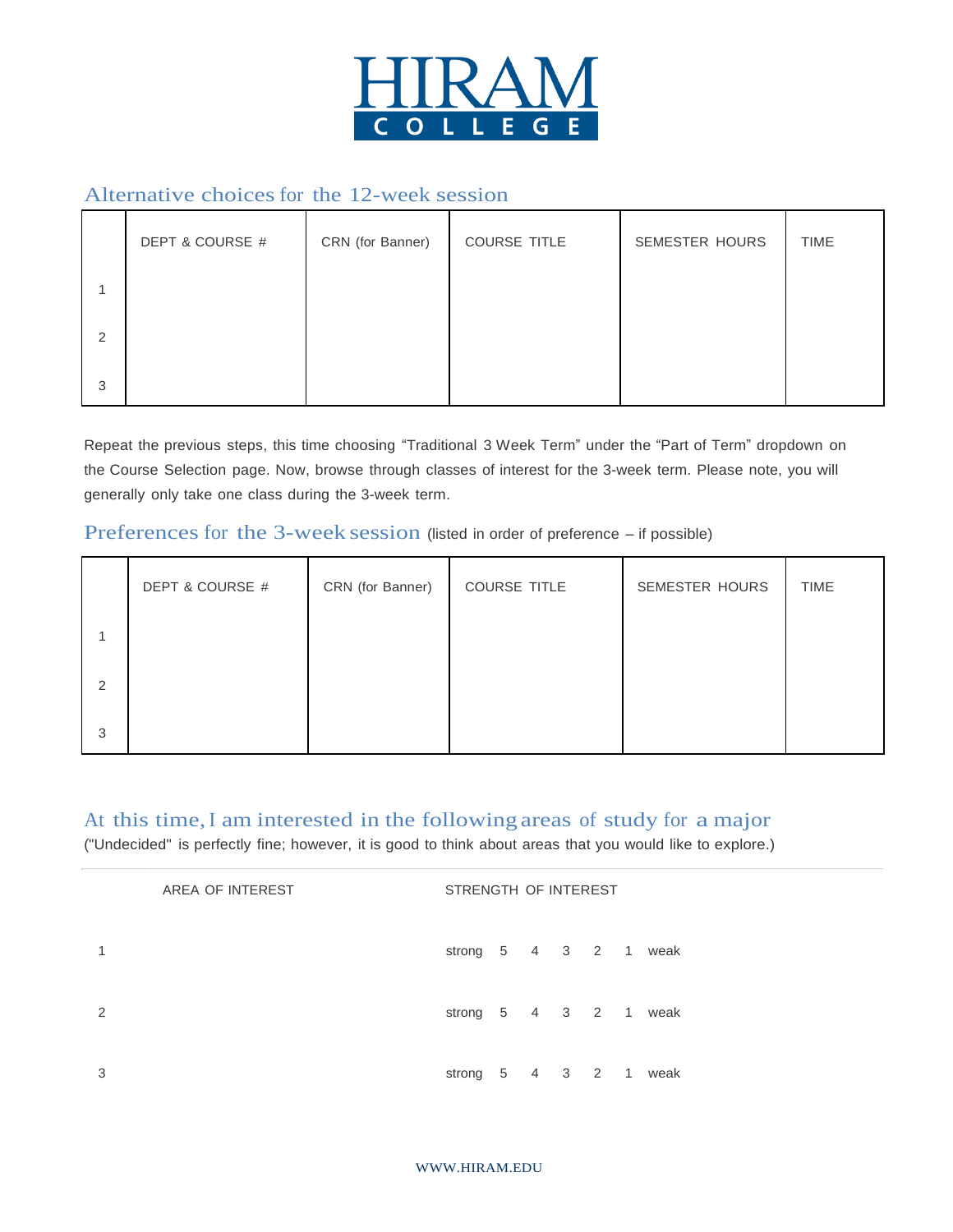# HIRAM COLLEGE

## Alternative choices for the 12-week session

| | DEPT & COURSE # | CRN (for Banner) | COURSE TITLE | SEMESTER HOURS | TIME |
|---|---|---|---|---|---|
| 1 | | | | | |
| 2 | | | | | |
| 3 | | | | | |

Repeat the previous steps, this time choosing "Traditional 3 Week Term" under the "Part of Term" dropdown on the Course Selection page. Now, browse through classes of interest for the 3-week term. Please note, you will generally only take one class during the 3-week term.

## Preferences for the 3-week session (listed in order of preference – if possible)

| | DEPT & COURSE # | CRN (for Banner) | COURSE TITLE | SEMESTER HOURS | TIME |
|---|---|---|---|---|---|
| 1 | | | | | |
| 2 | | | | | |
| 3 | | | | | |

## At this time, I am interested in the following areas of study for a major

("Undecided" is perfectly fine; however, it is good to think about areas that you would like to explore.)

| | AREA OF INTEREST | STRENGTH OF INTEREST |
|---|---|---|
| 1 | | strong 5 4 3 2 1 weak |
| 2 | | strong 5 4 3 2 1 weak |
| 3 | | strong 5 4 3 2 1 weak |

WWW.HIRAM.EDU